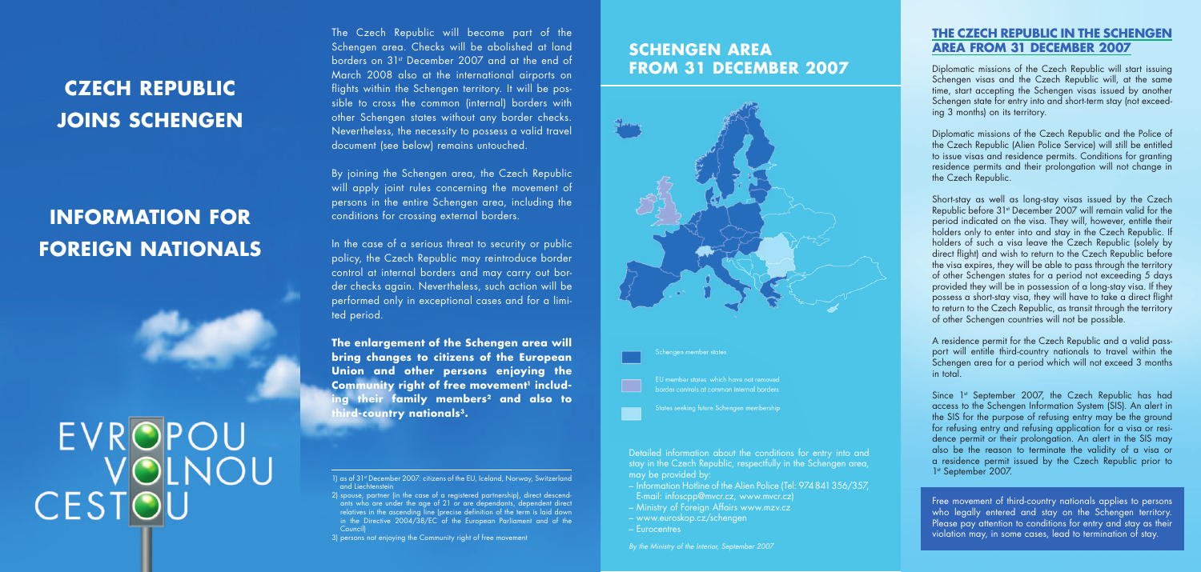# CZECH REPUBLIC JOINS SCHENGEN

# INFORMATION FOR FOREIGN NATIONALS

EVROPOU VOLNOU CESTOU

The Czech Republic will become part of the Schengen area. Checks will be abolished at land borders on 31st December 2007 and at the end of March 2008 also at the international airports on flights within the Schengen territory. It will be possible to cross the common (internal) borders with other Schengen states without any border checks. Nevertheless, the necessity to possess a valid travel document (see below) remains untouched.

By joining the Schengen area, the Czech Republic will apply joint rules concerning the movement of persons in the entire Schengen area, including the conditions for crossing external borders.

In the case of a serious threat to security or public policy, the Czech Republic may reintroduce border control at internal borders and may carry out border checks again. Nevertheless, such action will be performed only in exceptional cases and for a limited period.

**The enlargement of the Schengen area will bring changes to citizens of the European Union and other persons enjoying the Community right of free movement[1] including their family members[2] and also to third-country nationals[3].**

1) as of 31st December 2007: citizens of the EU, Iceland, Norway, Switzerland and Liechtenstein

2) spouse, partner (in the case of a registered partnership), direct descendants who are under the age of 21 or are dependants, dependent direct relatives in the ascending line (precise definition of the term is laid down in the Directive 2004/38/EC of the European Parliament and of the Council)

3) persons not enjoying the Community right of free movement

## SCHENGEN AREA FROM 31 DECEMBER 2007

Schengen member states

EU member states which have not removed border controls at common internal borders

States seeking future Schengen membership

Detailed information about the conditions for entry into and stay in the Czech Republic, respectfully in the Schengen area, may be provided by:

- Information Hotline of the Alien Police (Tel: 974 841 356/357, E-mail: infoscpp@mvcr.cz, www.mvcr.cz)
- Ministry of Foreign Affairs www.mzv.cz
- www.euroskop.cz/schengen
- Eurocentres

*By the Ministry of the Interior, September 2007*

## THE CZECH REPUBLIC IN THE SCHENGEN AREA FROM 31 DECEMBER 2007

Diplomatic missions of the Czech Republic will start issuing Schengen visas and the Czech Republic will, at the same time, start accepting the Schengen visas issued by another Schengen state for entry into and short-term stay (not exceeding 3 months) on its territory.

Diplomatic missions of the Czech Republic and the Police of the Czech Republic (Alien Police Service) will still be entitled to issue visas and residence permits. Conditions for granting residence permits and their prolongation will not change in the Czech Republic.

Short-stay as well as long-stay visas issued by the Czech Republic before 31st December 2007 will remain valid for the period indicated on the visa. They will, however, entitle their holders only to enter into and stay in the Czech Republic. If holders of such a visa leave the Czech Republic (solely by direct flight) and wish to return to the Czech Republic before the visa expires, they will be able to pass through the territory of other Schengen states for a period not exceeding 5 days provided they will be in possession of a long-stay visa. If they possess a short-stay visa, they will have to take a direct flight to return to the Czech Republic, as transit through the territory of other Schengen countries will not be possible.

A residence permit for the Czech Republic and a valid passport will entitle third-country nationals to travel within the Schengen area for a period which will not exceed 3 months in total.

Since 1st September 2007, the Czech Republic has had access to the Schengen Information System (SIS). An alert in the SIS for the purpose of refusing entry may be the ground for refusing entry and refusing application for a visa or residence permit or their prolongation. An alert in the SIS may also be the reason to terminate the validity of a visa or a residence permit issued by the Czech Republic prior to 1st September 2007.

Free movement of third-country nationals applies to persons who legally entered and stay on the Schengen territory. Please pay attention to conditions for entry and stay as their violation may, in some cases, lead to termination of stay.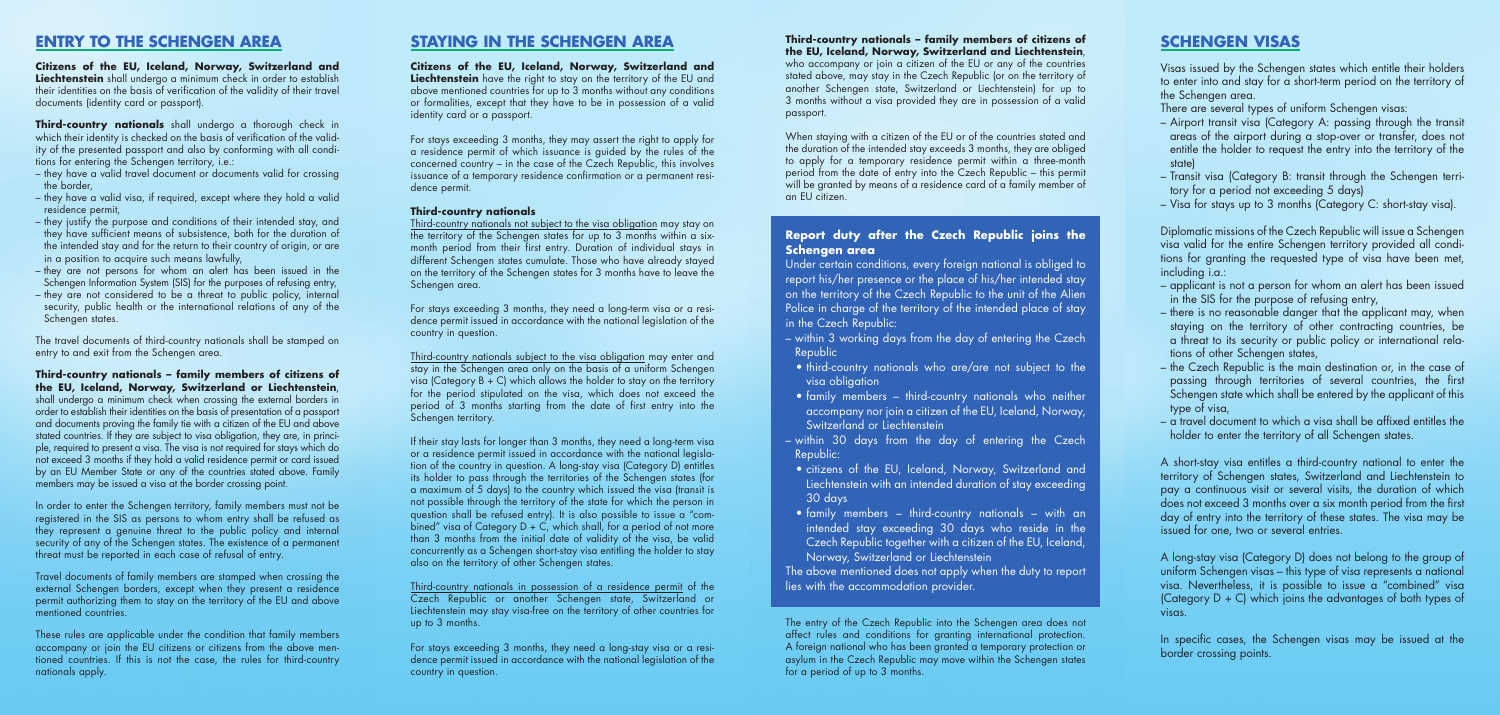## ENTRY TO THE SCHENGEN AREA

**Citizens of the EU, Iceland, Norway, Switzerland and Liechtenstein** shall undergo a minimum check in order to establish their identities on the basis of verification of the validity of their travel documents (identity card or passport).

**Third-country nationals** shall undergo a thorough check in which their identity is checked on the basis of verification of the validity of the presented passport and also by conforming with all conditions for entering the Schengen territory, i.e.:

- they have a valid travel document or documents valid for crossing the border,
- they have a valid visa, if required, except where they hold a valid residence permit,
- they justify the purpose and conditions of their intended stay, and they have sufficient means of subsistence, both for the duration of the intended stay and for the return to their country of origin, or are in a position to acquire such means lawfully,
- they are not persons for whom an alert has been issued in the Schengen Information System (SIS) for the purposes of refusing entry,
- they are not considered to be a threat to public policy, internal security, public health or the international relations of any of the Schengen states.

The travel documents of third-country nationals shall be stamped on entry to and exit from the Schengen area.

**Third-country nationals – family members of citizens of the EU, Iceland, Norway, Switzerland or Liechtenstein**, shall undergo a minimum check when crossing the external borders in order to establish their identities on the basis of presentation of a passport and documents proving the family tie with a citizen of the EU and above stated countries. If they are subject to visa obligation, they are, in principle, required to present a visa. The visa is not required for stays which do not exceed 3 months if they hold a valid residence permit or card issued by an EU Member State or any of the countries stated above. Family members may be issued a visa at the border crossing point.

In order to enter the Schengen territory, family members must not be registered in the SIS as persons to whom entry shall be refused as they represent a genuine threat to the public policy and internal security of any of the Schengen states. The existence of a permanent threat must be reported in each case of refusal of entry.

Travel documents of family members are stamped when crossing the external Schengen borders, except when they present a residence permit authorizing them to stay on the territory of the EU and above mentioned countries.

These rules are applicable under the condition that family members accompany or join the EU citizens or citizens from the above mentioned countries. If this is not the case, the rules for third-country nationals apply.

## STAYING IN THE SCHENGEN AREA

**Citizens of the EU, Iceland, Norway, Switzerland and Liechtenstein** have the right to stay on the territory of the EU and above mentioned countries for up to 3 months without any conditions or formalities, except that they have to be in possession of a valid identity card or a passport.

For stays exceeding 3 months, they may assert the right to apply for a residence permit of which issuance is guided by the rules of the concerned country – in the case of the Czech Republic, this involves issuance of a temporary residence confirmation or a permanent residence permit.

### Third-country nationals

Third-country nationals not subject to the visa obligation may stay on the territory of the Schengen states for up to 3 months within a six-month period from their first entry. Duration of individual stays in different Schengen states cumulate. Those who have already stayed on the territory of the Schengen states for 3 months have to leave the Schengen area.

For stays exceeding 3 months, they need a long-term visa or a residence permit issued in accordance with the national legislation of the country in question.

Third-country nationals subject to the visa obligation may enter and stay in the Schengen area only on the basis of a uniform Schengen visa (Category B + C) which allows the holder to stay on the territory for the period stipulated on the visa, which does not exceed the period of 3 months starting from the date of first entry into the Schengen territory.

If their stay lasts for longer than 3 months, they need a long-term visa or a residence permit issued in accordance with the national legislation of the country in question. A long-stay visa (Category D) entitles its holder to pass through the territories of the Schengen states (for a maximum of 5 days) to the country which issued the visa (transit is not possible through the territory of the state for which the person in question shall be refused entry). It is also possible to issue a "combined" visa of Category D + C, which shall, for a period of not more than 3 months from the initial date of validity of the visa, be valid concurrently as a Schengen short-stay visa entitling the holder to stay also on the territory of other Schengen states.

Third-country nationals in possession of a residence permit of the Czech Republic or another Schengen state, Switzerland or Liechtenstein may stay visa-free on the territory of other countries for up to 3 months.

For stays exceeding 3 months, they need a long-stay visa or a residence permit issued in accordance with the national legislation of the country in question.

**Third-country nationals – family members of citizens of the EU, Iceland, Norway, Switzerland and Liechtenstein**, who accompany or join a citizen of the EU or any of the countries stated above, may stay in the Czech Republic (or on the territory of another Schengen state, Switzerland or Liechtenstein) for up to 3 months without a visa provided they are in possession of a valid passport.

When staying with a citizen of the EU or of the countries stated and the duration of the intended stay exceeds 3 months, they are obliged to apply for a temporary residence permit within a three-month period from the date of entry into the Czech Republic – this permit will be granted by means of a residence card of a family member of an EU citizen.

### Report duty after the Czech Republic joins the Schengen area

Under certain conditions, every foreign national is obliged to report his/her presence or the place of his/her intended stay on the territory of the Czech Republic to the unit of the Alien Police in charge of the territory of the intended place of stay in the Czech Republic:

- within 3 working days from the day of entering the Czech Republic
  - third-country nationals who are/are not subject to the visa obligation
  - family members – third-country nationals who neither accompany nor join a citizen of the EU, Iceland, Norway, Switzerland or Liechtenstein
- within 30 days from the day of entering the Czech Republic:
  - citizens of the EU, Iceland, Norway, Switzerland and Liechtenstein with an intended duration of stay exceeding 30 days
  - family members – third-country nationals – with an intended stay exceeding 30 days who reside in the Czech Republic together with a citizen of the EU, Iceland, Norway, Switzerland or Liechtenstein

The above mentioned does not apply when the duty to report lies with the accommodation provider.

The entry of the Czech Republic into the Schengen area does not affect rules and conditions for granting international protection. A foreign national who has been granted a temporary protection or asylum in the Czech Republic may move within the Schengen states for a period of up to 3 months.

## SCHENGEN VISAS

Visas issued by the Schengen states which entitle their holders to enter into and stay for a short-term period on the territory of the Schengen area.

There are several types of uniform Schengen visas:

- Airport transit visa (Category A: passing through the transit areas of the airport during a stop-over or transfer, does not entitle the holder to request the entry into the territory of the state)
- Transit visa (Category B: transit through the Schengen territory for a period not exceeding 5 days)
- Visa for stays up to 3 months (Category C: short-stay visa).

Diplomatic missions of the Czech Republic will issue a Schengen visa valid for the entire Schengen territory provided all conditions for granting the requested type of visa have been met, including i.a.:

- applicant is not a person for whom an alert has been issued in the SIS for the purpose of refusing entry,
- there is no reasonable danger that the applicant may, when staying on the territory of other contracting countries, be a threat to its security or public policy or international relations of other Schengen states,
- the Czech Republic is the main destination or, in the case of passing through territories of several countries, the first Schengen state which shall be entered by the applicant of this type of visa,
- a travel document to which a visa shall be affixed entitles the holder to enter the territory of all Schengen states.

A short-stay visa entitles a third-country national to enter the territory of Schengen states, Switzerland and Liechtenstein to pay a continuous visit or several visits, the duration of which does not exceed 3 months over a six month period from the first day of entry into the territory of these states. The visa may be issued for one, two or several entries.

A long-stay visa (Category D) does not belong to the group of uniform Schengen visas – this type of visa represents a national visa. Nevertheless, it is possible to issue a "combined" visa (Category D + C) which joins the advantages of both types of visas.

In specific cases, the Schengen visas may be issued at the border crossing points.